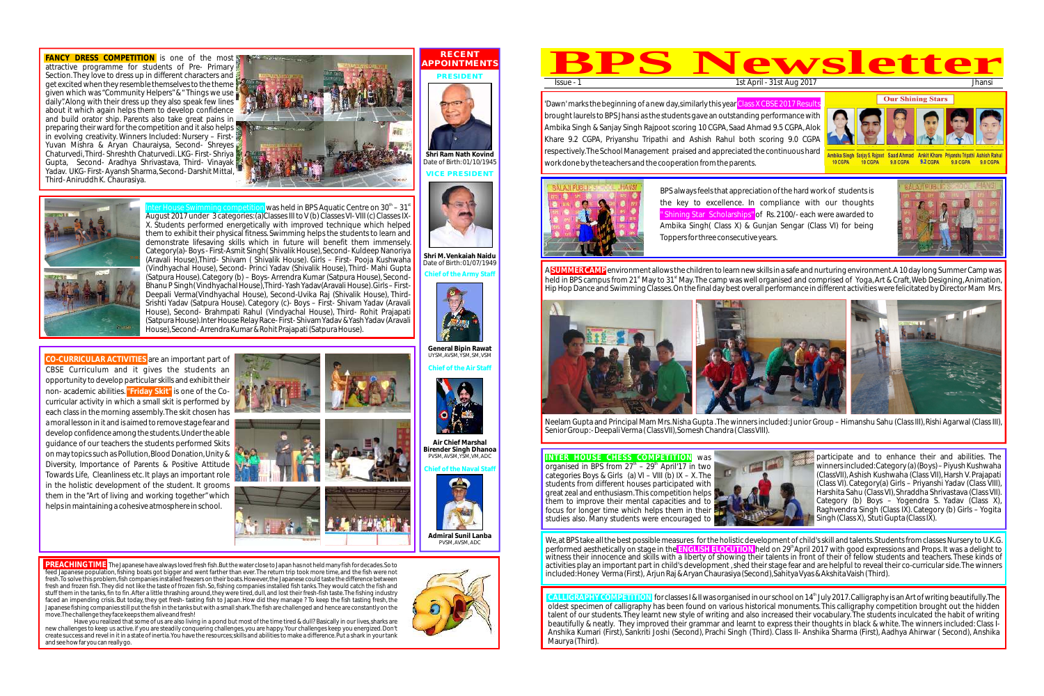# BPS Newsletter

Issue - 1 | 1st April - 31st Aug 2017 | Jhansi

'Dawn' marks the beginning of a new day, similarly this year **Class X CBSE 2017 Results** brought laurels to BPS Jhansi as the students gave an outstanding performance with Ambika Singh & Sanjay Singh Rajpoot scoring 10 CGPA, Saad Ahmad 9.5 CGPA, Alok Khare 9.2 CGPA, Priyanshu Tripathi and Ashish Rahul both scoring 9.0 CGPA respectively. The School Management praised and appreciated the continuous hard work done by the teachers and the cooperation from the parents.

**Our Shining Stars**

| Ambika Singh | Sanjay S. Rajpoot | Saad Ahmad | Ankit Khare | Priyanshu Tripathi | Ashish Rahul |
|---|---|---|---|---|---|
| 10 CGPA | 10 CGPA | 9.8 CGPA | 9.2 CGPA | 9.0 CGPA | 9.0 CGPA |

BPS always feels that appreciation of the hard work of students is the key to excellence. In compliance with our thoughts **"Shining Star Scholarships"** of Rs. 2100/- each were awarded to Ambika Singh( Class X) & Gunjan Sengar (Class VI) for being Toppers for three consecutive years.

A **SUMMER CAMP** environment allows the children to learn new skills in a safe and nurturing environment. A 10 day long Summer Camp was held in BPS campus from 21st May to 31st May. The camp was well organised and comprised of Yoga, Art & Craft, Web Designing, Animation, Hip Hop Dance and Swimming Classes. On the final day best overall performance in different activities were felicitated by Director Mam Mrs. Neelam Gupta and Principal Mam Mrs. Nisha Gupta. The winners included: Junior Group – Himanshu Sahu (Class III), Rishi Agarwal (Class III), Senior Group:- Deepali Verma (Class VII), Somesh Chandra (Class VIII).

**INTER HOUSE CHESS COMPETITION** was organised in BPS from 27th – 29th April'17 in two categories Boys & Girls (a) VI – VIII (b) IX – X. The students from different houses participated with great zeal and enthusiasm. This competition helps them to improve their mental capacities and to focus for longer time which helps them in their studies also. Many students were encouraged to participate and to enhance their and abilities. The winners included: Category (a) (Boys) – Piyush Kushwaha (Class VII), Ashish Kushwaha (Class VII), Harsh V. Prajapati (Class VI). Category(a) Girls – Priyanshi Yadav (Class VIII), Harshita Sahu (Class VI), Shraddha Shrivastava (Class VII). Category (b) Boys – Yogendra S. Yadav (Class X), Raghvendra Singh (Class IX). Category (b) Girls – Yogita Singh (Class X), Stuti Gupta (Class IX).

We, at BPS take all the best possible measures for the holistic development of child's skill and talents. Students from classes Nursery to U.K.G. performed aesthetically on stage in the **ENGLISH ELOCUTION** held on 29th April 2017 with good expressions and Props. It was a delight to witness their innocence and skills with a liberty of showing their talents in front of their of fellow students and teachers. These kinds of activities play an important part in child's development, shed their stage fear and are helpful to reveal their co-curricular side. The winners included: Honey Verma (First), Arjun Raj & Aryan Chaurasiya (Second), Sahitya Vyas & Akshita Vaish (Third).

**CALLIGRAPHY COMPETITION** for classes I & II was organised in our school on 14th July 2017. Calligraphy is an Art of writing beautifully. The oldest specimen of calligraphy has been found on various historical monuments. This calligraphy competition brought out the hidden talent of our students. They learnt new style of writing and also increased their vocabulary. The students inculcated the habit of writing beautifully & neatly. They improved their grammar and learnt to express their thoughts in black & white. The winners included: Class I- Anshika Kumari (First), Sankriti Joshi (Second), Prachi Singh (Third). Class II- Anshika Sharma (First), Aadhya Ahirwar ( Second), Anshika Maurya (Third).

**FANCY DRESS COMPETITION** is one of the most attractive programme for students of Pre- Primary Section. They love to dress up in different characters and get excited when they resemble themselves to the theme given which was "Community Helpers" & " Things we use daily". Along with their dress up they also speak few lines about it which again helps them to develop confidence and build orator ship. Parents also take great pains in preparing their ward for the competition and it also helps in evolving creativity. Winners Included: Nursery – First- Yuvan Mishra & Aryan Chauraiysa, Second- Shreyes Chaturvedi, Third- Shreshth Chaturvedi. LKG- First- Shriya Gupta, Second- Aradhya Shrivastava, Third- Vinayak Yadav. UKG- First- Ayansh Sharma, Second- Darshit Mittal, Third- Aniruddh K. Chaurasiya.

**Inter House Swimming competition** was held in BPS Aquatic Centre on 30th – 31st August 2017 under 3 categories: (a) Classes III to V (b) Classes VI- VIII (c) Classes IX-X. Students performed energetically with improved technique which helped them to exhibit their physical fitness. Swimming helps the students to learn and demonstrate lifesaving skills which in future will benefit them immensely. Category(a)- Boys - First-Asmit Singh( Shivalik House), Second- Kuldeep Nanoriya (Aravali House), Third- Shivam ( Shivalik House). Girls – First- Pooja Kushwaha (Vindhyachal House), Second- Princi Yadav (Shivalik House), Third- Mahi Gupta (Satpura House). Category (b) – Boys- Arrendra Kumar (Satpura House), Second- Bhanu P Singh(Vindhyachal House), Third- Yash Yadav(Aravali House). Girls – First- Deepali Verma(Vindhyachal House), Second- Uvika Raj (Shivalik House), Third- Srishti Yadav (Satpura House). Category (c)- Boys – First- Shivam Yadav (Aravali House), Second- Brahmpati Rahul (Vindyachal House), Third- Rohit Prajapati (Satpura House). Inter House Relay Race- First- Shivam Yadav & Yash Yadav (Aravali House), Second- Arrendra Kumar & Rohit Prajapati (Satpura House).

**CO-CURRICULAR ACTIVITIES** are an important part of CBSE Curriculum and it gives the students an opportunity to develop particular skills and exhibit their non- academic abilities. **"Friday Skit"** is one of the Co-curricular activity in which a small skit is performed by each class in the morning assembly. The skit chosen has a moral lesson in it and is aimed to remove stage fear and develop confidence among the students. Under the able guidance of our teachers the students performed Skits on may topics such as Pollution, Blood Donation, Unity & Diversity, Importance of Parents & Positive Attitude Towards Life, Cleanliness etc. It plays an important role in the holistic development of the student. It grooms them in the "Art of living and working together" which helps in maintaining a cohesive atmosphere in school.

**PREACHING TIME** The Japanese have always loved fresh fish. But the water close to Japan has not held many fish for decades. So to feed Japanese population, fishing boats got bigger and went farther than ever. The return trip took more time, and the fish were not fresh. To solve this problem, fish companies installed freezers on their boats. However, the Japanese could taste the difference between fresh and frozen fish. They did not like the taste of frozen fish. So, fishing companies installed fish tanks. They would catch the fish and stuff them in the tanks, fin to fin. After a little thrashing around, they were tired, dull, and lost their fresh-fish taste. The fishing industry faced an impending crisis. But today, they get fresh- tasting fish to Japan. How did they manage ? To keep the fish tasting fresh, the Japanese fishing companies still put the fish in the tanks but with a small shark. The fish are challenged and hence are constantly on the move. The challenge they face keeps them alive and fresh!

Have you realized that some of us are also living in a pond but most of the time tired & dull? Basically in our lives, sharks are new challenges to keep us active. if you are steadily conquering challenges, you are happy. Your challenges keep you energized. Don't create success and revel in it in a state of inertia. You have the resources; skills and abilities to make a difference. Put a shark in your tank and see how far you can really go.

## RECENT APPOINTMENTS

**PRESIDENT**

Shri Ram Nath Kovind
Date of Birth: 01/10/1945

**VICE PRESIDENT**

Shri M. Venkaiah Naidu
Date of Birth: 01/07/1949

**Chief of the Army Staff**

General Bipin Rawat
UYSM, AVSM, YSM, SM, VSM

**Chief of the Air Staff**

Air Chief Marshal Birender Singh Dhanoa
PVSM, AVSM, YSM, VM, ADC

**Chief of the Naval Staff**

Admiral Sunil Lanba
PVSM, AVSM, ADC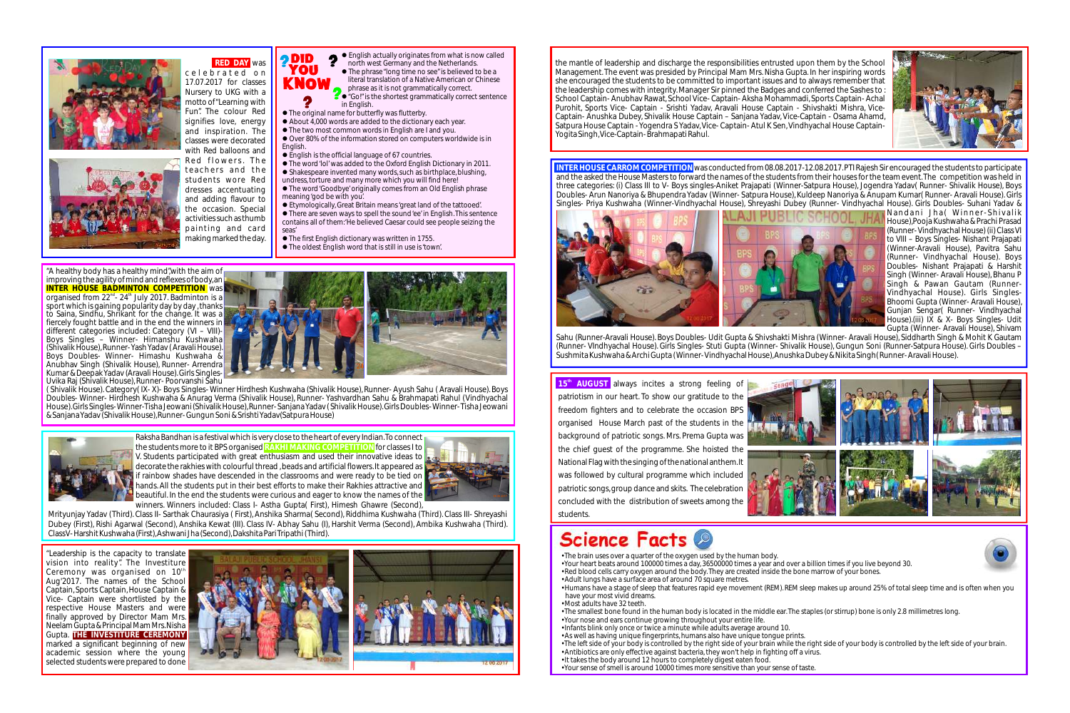**RED DAY** was celebrated on 17.07.2017 for classes Nursery to UKG with a motto of "Learning with Fun". The colour Red signifies love, energy and inspiration. The classes were decorated with Red balloons and Red flowers. The teachers and the students wore Red dresses accentuating and adding flavour to the occasion. Special activities such as thumb painting and card making marked the day.

## DID YOU KNOW ?

- English actually originates from what is now called north west Germany and the Netherlands.
- The phrase "long time no see" is believed to be a literal translation of a Native American or Chinese phrase as it is not grammatically correct.
- "Go!" is the shortest grammatically correct sentence in English.
- The original name for butterfly was flutterby.
- About 4,000 words are added to the dictionary each year.
- The two most common words in English are I and you.
- Over 80% of the information stored on computers worldwide is in English.
- English is the official language of 67 countries.
- The word 'lol' was added to the Oxford English Dictionary in 2011.
- Shakespeare invented many words, such as birthplace, blushing, undress, torture and many more which you will find here!
- The word 'Goodbye' originally comes from an Old English phrase meaning 'god be with you'.
- Etymologically, Great Britain means 'great land of the tattooed'.
- There are seven ways to spell the sound 'ee' in English. This sentence contains all of them: 'He believed Caesar could see people seizing the seas'
- The first English dictionary was written in 1755.
- The oldest English word that is still in use is 'town'.

"A healthy body has a healthy mind", with the aim of improving the agility of mind and reflexes of body, an **INTER HOUSE BADMINTON COMPETITION** was organised from 22nd - 24th July 2017. Badminton is a sport which is gaining popularity day by day, thanks to Saina, Sindhu, Shrikant for the change. It was a fiercely fought battle and in the end the winners in different categories included: Category (VI – VIII)- Boys Singles – Winner- Himanshu Kushwaha (Shivalik House), Runner- Yash Yadav (Aravali House). Boys Doubles- Winner- Himashu Kushwaha & Anubhav Singh (Shivalik House), Runner- Arrendra Kumar & Deepak Yadav (Aravali House). Girls Singles- Uvika Raj (Shivalik House), Runner- Poorvanshi Sahu (Shivalik House). Category( IX- X)- Boys Singles- Winner Hirdhesh Kushwaha (Shivalik House), Runner- Ayush Sahu ( Aravali House). Boys Doubles- Winner- Hirdhesh Kushwaha & Anurag Verma (Shivalik House), Runner- Yashvardhan Sahu & Brahmapati Rahul (Vindhyachal House). Girls Singles- Winner- Tisha Jeowani (Shivalik House), Runner- Sanjana Yadav ( Shivalik House). Girls Doubles- Winner- Tisha Jeowani & Sanjana Yadav (Shivalik House), Runner- Gungun Soni & Srishti Yadav (Satpura House)

Raksha Bandhan is a festival which is very close to the heart of every Indian. To connect the students more to it BPS organised **RAKHI MAKING COMPETITION** for classes I to V. Students participated with great enthusiasm and used their innovative ideas to decorate the rakhies with colourful thread, beads and artificial flowers. It appeared as if rainbow shades have descended in the classrooms and were ready to be tied on hands. All the students put in their best efforts to make their Rakhies attractive and beautiful. In the end the students were curious and eager to know the names of the winners. Winners included: Class I- Astha Gupta( First), Himesh Ghawre (Second), Mrityunjay Yadav (Third). Class II- Sarthak Chaurasiya ( First), Anshika Sharma( Second), Riddhima Kushwaha (Third). Class III- Shreyashi Dubey (First), Rishi Agarwal (Second), Anshika Kewat (III). Class IV- Abhay Sahu (I), Harshit Verma (Second), Ambika Kushwaha (Third). Class V- Harshit Kushwaha (First), Ashwani Jha (Second), Dakshita Pari Tripathi (Third).

"Leadership is the capacity to translate vision into reality". The Investiture Ceremony was organised on 10th Aug'2017. The names of the School Captain, Sports Captain, House Captain & Vice- Captain were shortlisted by the respective House Masters and were finally approved by Director Mam Mrs. Neelam Gupta & Principal Mam Mrs. Nisha Gupta. **THE INVESTITURE CEREMONY** marked a significant beginning of new academic session where the young selected students were prepared to done the mantle of leadership and discharge the responsibilities entrusted upon them by the School Management. The event was presided by Principal Mam Mrs. Nisha Gupta. In her inspiring words she encouraged the students to be committed to important issues and to always remember that the leadership comes with integrity. Manager Sir pinned the Badges and conferred the Sashes to : School Captain- Anubhav Rawat, School Vice- Captain- Aksha Mohammadi, Sports Captain- Achal Purohit, Sports Vice- Captain - Srishti Yadav, Aravali House Captain - Shivshakti Mishra, Vice-Captain- Anushka Dubey, Shivalik House Captain – Sanjana Yadav, Vice-Captain - Osama Ahamd, Satpura House Captain - Yogendra S Yadav, Vice- Captain- Atul K Sen, Vindhyachal House Captain- Yogita Singh, Vice-Captain- Brahmapati Rahul.

**INTER HOUSE CARROM COMPETITION** was conducted from 08.08.2017-12.08.2017. PTI Rajesh Sir encouraged the students to participate and the asked the House Masters to forward the names of the students from their houses for the team event. The competition was held in three categories: (i) Class III to V- Boys singles-Aniket Prajapati (Winner-Satpura House), Jogendra Yadav( Runner- Shivalik House), Boys Doubles- Arun Nanoriya & Bhupendra Yadav (Winner- Satpura House), Kuldeep Nanoriya & Anupam Kumar( Runner- Aravali House). Girls Singles- Priya Kushwaha (Winner-Vindhyachal House), Shreyashi Dubey (Runner- Vindhyachal House). Girls Doubles- Suhani Yadav & Nandani Jha( Winner-Shivalik House), Pooja Kushwaha & Prachi Prasad (Runner- Vindhyachal House) (ii) Class VI to VIII – Boys Singles- Nishant Prajapati (Winner-Aravali House), Pavitra Sahu (Runner- Vindhyachal House). Boys Doubles- Nishant Prajapati & Harshit Singh (Winner- Aravali House), Bhanu P Singh & Pawan Gautam (Runner-Vindhyachal House). Girls Singles- Bhoomi Gupta (Winner- Aravali House), Gunjan Sengar( Runner- Vindhyachal House).(iii) IX & X- Boys Singles- Udit Gupta (Winner- Aravali House), Shivam Sahu (Runner-Aravali House). Boys Doubles- Udit Gupta & Shivshakti Mishra (Winner- Aravali House), Siddharth Singh & Mohit K Gautam (Runner- VIndhyachal House). Girls Singles- Stuti Gupta (Winner- Shivalik House), Gungun Soni (Runner-Satpura House). Girls Doubles – Sushmita Kushwaha & Archi Gupta (Winner- Vindhyachal House), Anushka Dubey & Nikita Singh( Runner- Aravali House).

**15th AUGUST** always incites a strong feeling of patriotism in our heart. To show our gratitude to the freedom fighters and to celebrate the occasion BPS organised House March past of the students in the background of patriotic songs. Mrs. Prema Gupta was the chief guest of the programme. She hoisted the National Flag with the singing of the national anthem. It was followed by cultural programme which included patriotic songs, group dance and skits. The celebration concluded with the distribution of sweets among the students.

## Science Facts

- The brain uses over a quarter of the oxygen used by the human body.
- Your heart beats around 100000 times a day, 36500000 times a year and over a billion times if you live beyond 30.
- Red blood cells carry oxygen around the body. They are created inside the bone marrow of your bones.
- Adult lungs have a surface area of around 70 square metres.
- Humans have a stage of sleep that features rapid eye movement (REM). REM sleep makes up around 25% of total sleep time and is often when you have your most vivid dreams.
- Most adults have 32 teeth.
- The smallest bone found in the human body is located in the middle ear. The staples (or stirrup) bone is only 2.8 millimetres long.
- Your nose and ears continue growing throughout your entire life.
- Infants blink only once or twice a minute while adults average around 10.
- As well as having unique fingerprints, humans also have unique tongue prints.
- The left side of your body is controlled by the right side of your brain while the right side of your body is controlled by the left side of your brain.
- Antibiotics are only effective against bacteria, they won't help in fighting off a virus.
- It takes the body around 12 hours to completely digest eaten food.
- Your sense of smell is around 10000 times more sensitive than your sense of taste.